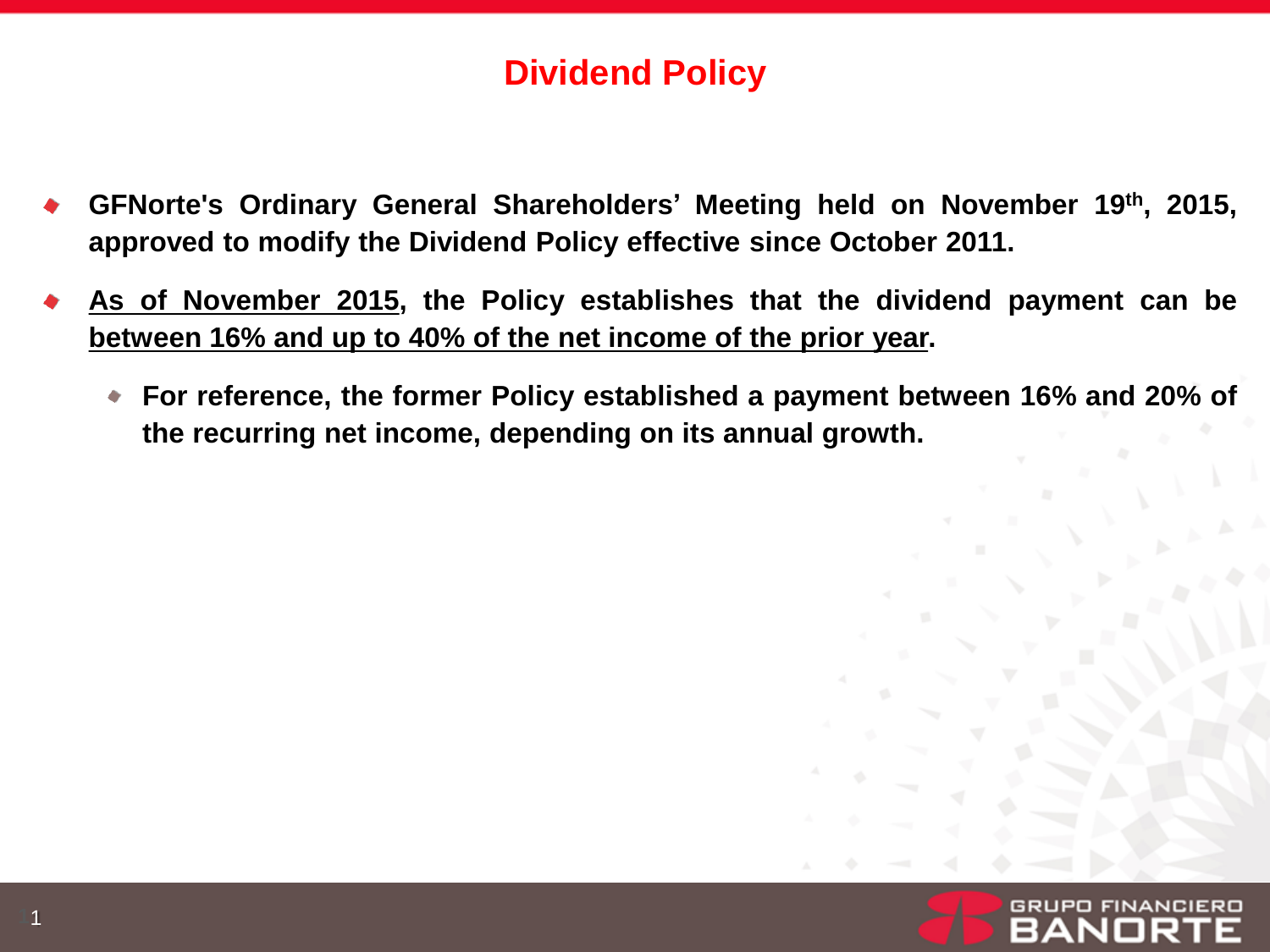# Dividend Policy

- **GFNorte's Ordinary General Shareholders' Meeting held on November 19th, 2015, approved to modify the Dividend Policy effective since October 2011.**
- **As of November 2015, the Policy establishes that the dividend payment can be between 16% and up to 40% of the net income of the prior year.**
  - **For reference, the former Policy established a payment between 16% and 20% of the recurring net income, depending on its annual growth.**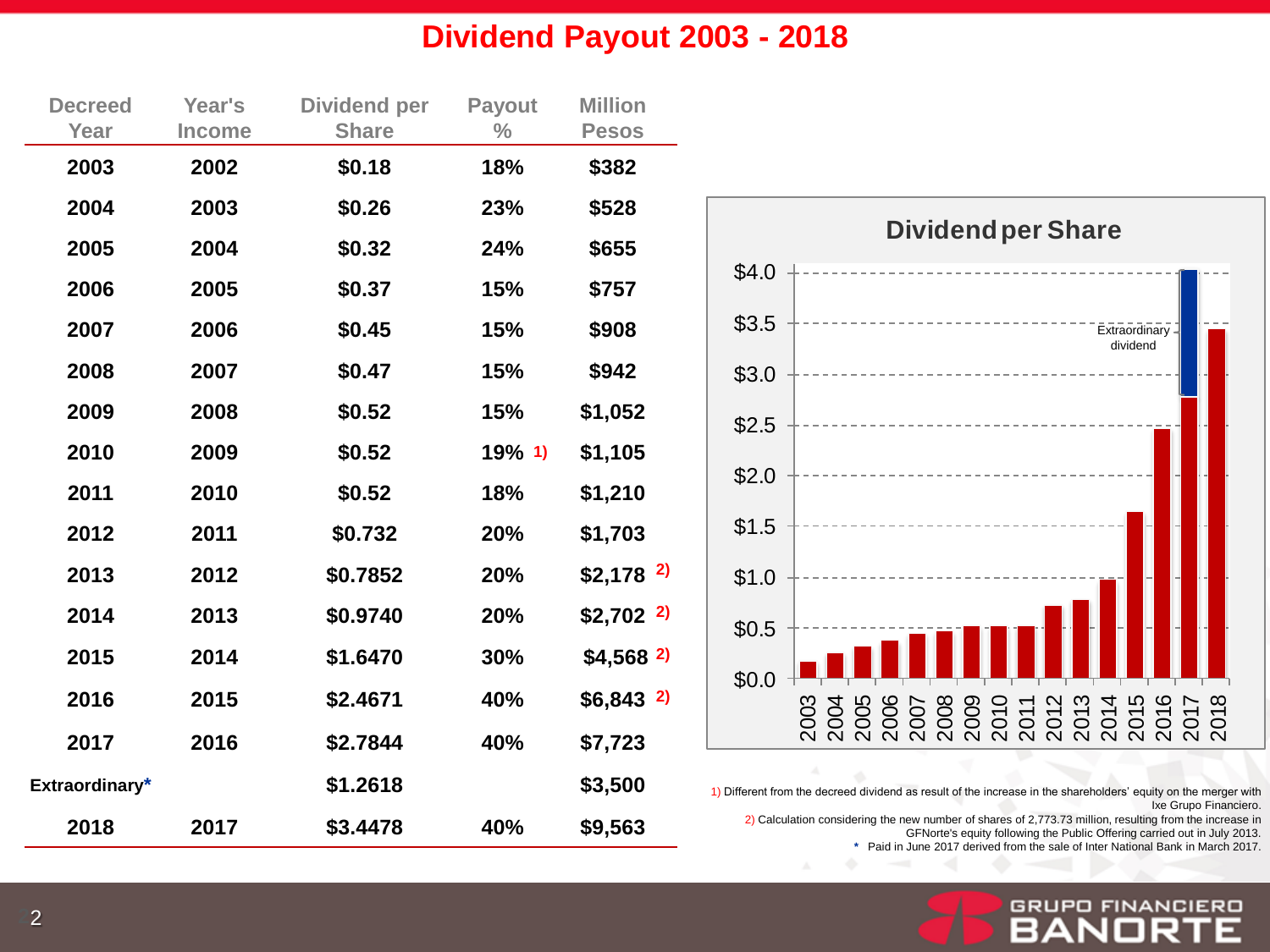# Dividend Payout 2003 - 2018

| Decreed Year | Year's Income | Dividend per Share | Payout % | Million Pesos |
|---|---|---|---|---|
| 2003 | 2002 | $0.18 | 18% | $382 |
| 2004 | 2003 | $0.26 | 23% | $528 |
| 2005 | 2004 | $0.32 | 24% | $655 |
| 2006 | 2005 | $0.37 | 15% | $757 |
| 2007 | 2006 | $0.45 | 15% | $908 |
| 2008 | 2007 | $0.47 | 15% | $942 |
| 2009 | 2008 | $0.52 | 15% | $1,052 |
| 2010 | 2009 | $0.52 | 19% 1) | $1,105 |
| 2011 | 2010 | $0.52 | 18% | $1,210 |
| 2012 | 2011 | $0.732 | 20% | $1,703 |
| 2013 | 2012 | $0.7852 | 20% | $2,178 2) |
| 2014 | 2013 | $0.9740 | 20% | $2,702 2) |
| 2015 | 2014 | $1.6470 | 30% | $4,568 2) |
| 2016 | 2015 | $2.4671 | 40% | $6,843 2) |
| 2017 | 2016 | $2.7844 | 40% | $7,723 |
| Extraordinary* | | $1.2618 | | $3,500 |
| 2018 | 2017 | $3.4478 | 40% | $9,563 |

Dividend per Share

$4.0
$3.5
$3.0
$2.5
$2.0
$1.5
$1.0
$0.5
$0.0

2003 2004 2005 2006 2007 2008 2009 2010 2011 2012 2013 2014 2015 2016 2017 2018

Extraordinary dividend

1) Different from the decreed dividend as result of the increase in the shareholders' equity on the merger with Ixe Grupo Financiero.

2) Calculation considering the new number of shares of 2,773.73 million, resulting from the increase in GFNorte's equity following the Public Offering carried out in July 2013.

\* Paid in June 2017 derived from the sale of Inter National Bank in March 2017.